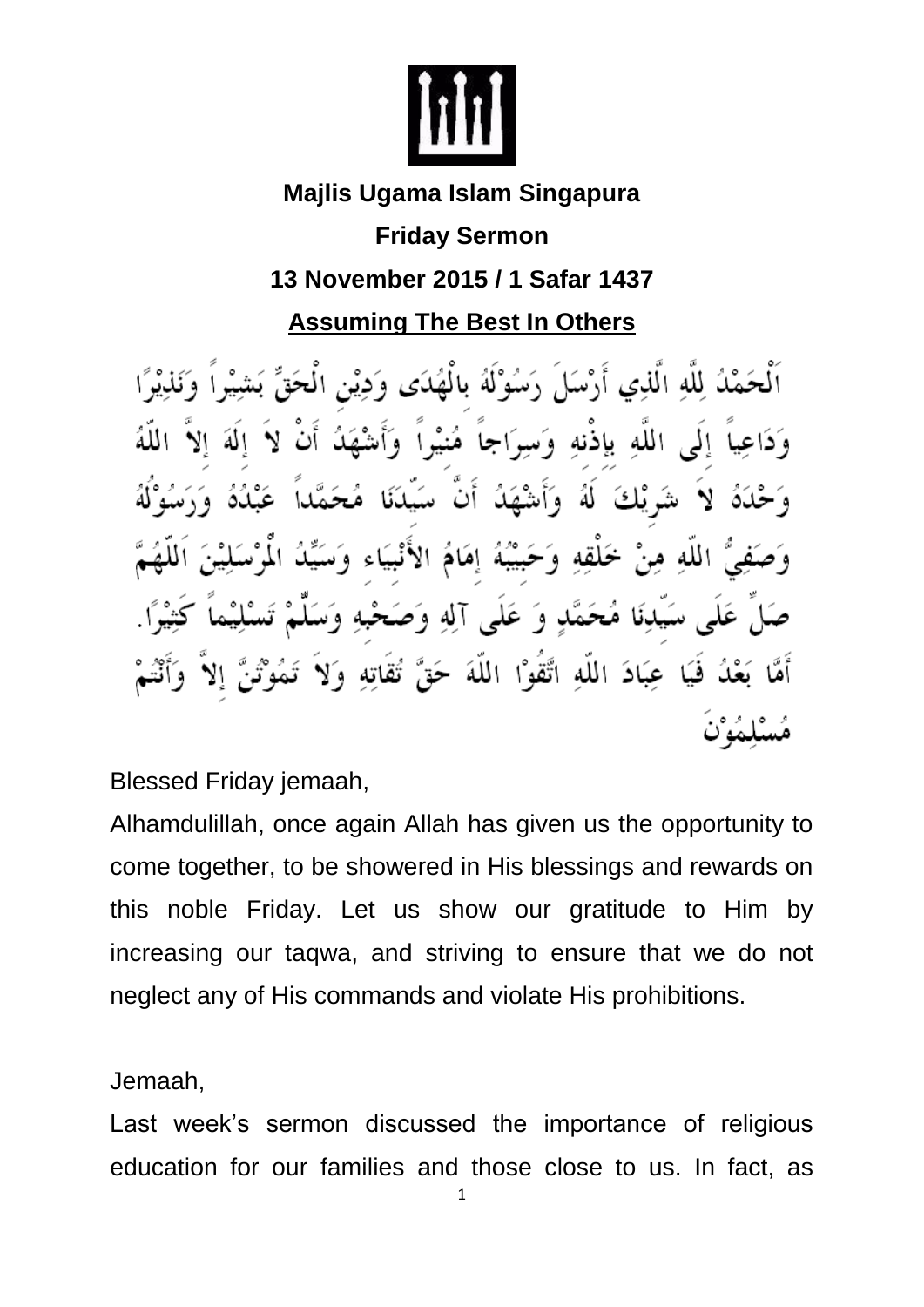**Majlis Ugama Islam Singapura**

**Friday Sermon**

**13 November 2015 / 1 Safar 1437**

# Assuming The Best In Others

اَلْحَمْدُ لِلَّهِ الَّذِي أَرْسَلَ رَسُوْلَهُ بِالْهُدَى وَدِيْنِ الْحَقِّ بَشِيْراً وَنَذِيْرًا وَدَاعِياً إِلَى اللَّهِ بِإِذْنِهِ وَسِرَاجاً مُنِيْراً وَأَشْهَدُ أَنْ لاَ إِلَهَ إِلاَّ اللَّهُ وَحْدَهُ لاَ شَرِيْكَ لَهُ وَأَشْهَدُ أَنَّ سَيِّدَنَا مُحَمَّداً عَبْدُهُ وَرَسُوْلُهُ وَصَفِيُّ اللَّهِ مِنْ خَلْقِهِ وَحَبِيْبُهُ إِمَامُ الأَنْبِيَاءِ وَسَيِّدُ الْمُرْسَلِيْنَ اَللَّهُمَّ صَلِّ عَلَى سَيِّدِنَا مُحَمَّدٍ وَ عَلَى آلِهِ وَصَحْبِهِ وَسَلِّمْ تَسْلِيْماً كَثِيْرًا. أَمَّا بَعْدُ فَيَا عِبَادَ اللَّهِ اتَّقُوْا اللَّهَ حَقَّ تُقَاتِهِ وَلاَ تَمُوْتُنَّ إِلاَّ وَأَنْتُمْ مُسْلِمُوْنَ

Blessed Friday jemaah,

Alhamdulillah, once again Allah has given us the opportunity to come together, to be showered in His blessings and rewards on this noble Friday. Let us show our gratitude to Him by increasing our taqwa, and striving to ensure that we do not neglect any of His commands and violate His prohibitions.

Jemaah,

Last week's sermon discussed the importance of religious education for our families and those close to us. In fact, as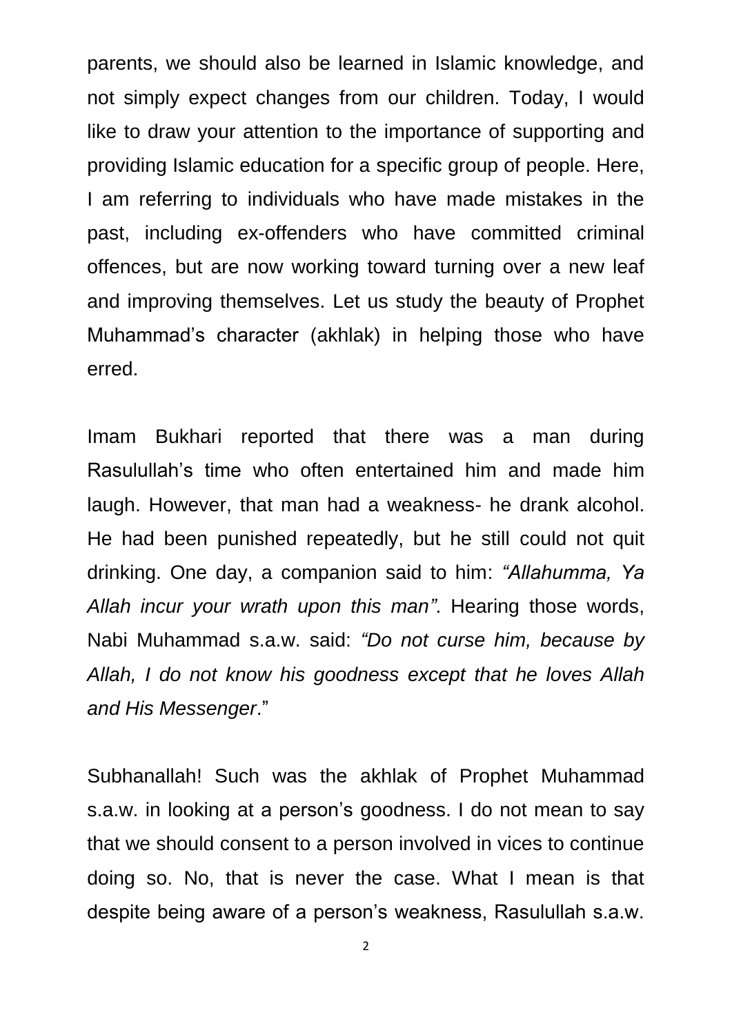parents, we should also be learned in Islamic knowledge, and not simply expect changes from our children. Today, I would like to draw your attention to the importance of supporting and providing Islamic education for a specific group of people. Here, I am referring to individuals who have made mistakes in the past, including ex-offenders who have committed criminal offences, but are now working toward turning over a new leaf and improving themselves. Let us study the beauty of Prophet Muhammad's character (akhlak) in helping those who have erred.

Imam Bukhari reported that there was a man during Rasulullah's time who often entertained him and made him laugh. However, that man had a weakness- he drank alcohol. He had been punished repeatedly, but he still could not quit drinking. One day, a companion said to him: *"Allahumma, Ya Allah incur your wrath upon this man"*. Hearing those words, Nabi Muhammad s.a.w. said: *"Do not curse him, because by Allah, I do not know his goodness except that he loves Allah and His Messenger*."

Subhanallah! Such was the akhlak of Prophet Muhammad s.a.w. in looking at a person's goodness. I do not mean to say that we should consent to a person involved in vices to continue doing so. No, that is never the case. What I mean is that despite being aware of a person's weakness, Rasulullah s.a.w.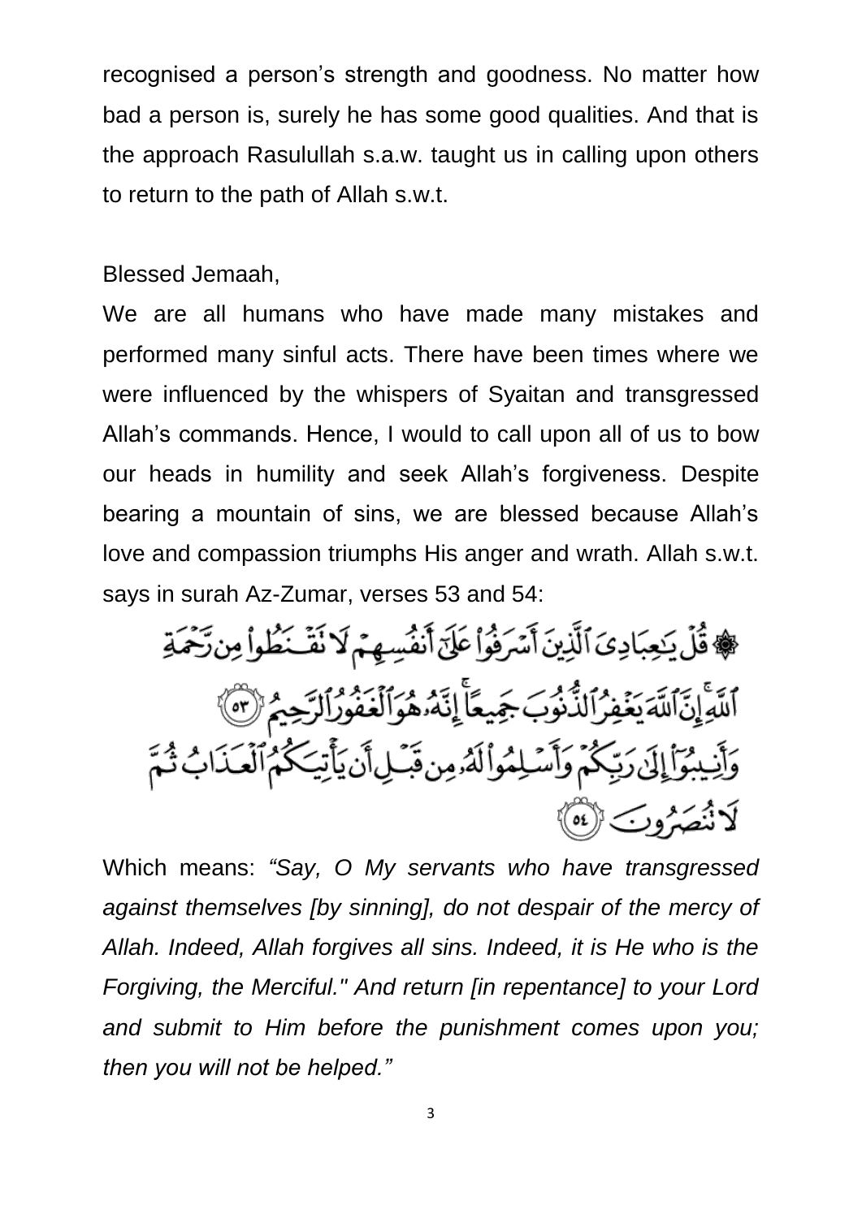recognised a person's strength and goodness. No matter how bad a person is, surely he has some good qualities. And that is the approach Rasulullah s.a.w. taught us in calling upon others to return to the path of Allah s.w.t.

Blessed Jemaah,

We are all humans who have made many mistakes and performed many sinful acts. There have been times where we were influenced by the whispers of Syaitan and transgressed Allah's commands. Hence, I would to call upon all of us to bow our heads in humility and seek Allah's forgiveness. Despite bearing a mountain of sins, we are blessed because Allah's love and compassion triumphs His anger and wrath. Allah s.w.t. says in surah Az-Zumar, verses 53 and 54:

۞ قُلْ يَـٰعِبَادِىَ ٱلَّذِينَ أَسْرَفُوا۟ عَلَىٰٓ أَنفُسِهِمْ لَا تَقْنَطُوا۟ مِن رَّحْمَةِ ٱللَّهِ ۚ إِنَّ ٱللَّهَ يَغْفِرُ ٱلذُّنُوبَ جَمِيعًا ۚ إِنَّهُۥ هُوَ ٱلْغَفُورُ ٱلرَّحِيمُ ﴿٥٣﴾ وَأَنِيبُوٓا۟ إِلَىٰ رَبِّكُمْ وَأَسْلِمُوا۟ لَهُۥ مِن قَبْلِ أَن يَأْتِيَكُمُ ٱلْعَذَابُ ثُمَّ لَا تُنصَرُونَ ﴿٥٤﴾

Which means: *"Say, O My servants who have transgressed against themselves [by sinning], do not despair of the mercy of Allah. Indeed, Allah forgives all sins. Indeed, it is He who is the Forgiving, the Merciful." And return [in repentance] to your Lord and submit to Him before the punishment comes upon you; then you will not be helped."*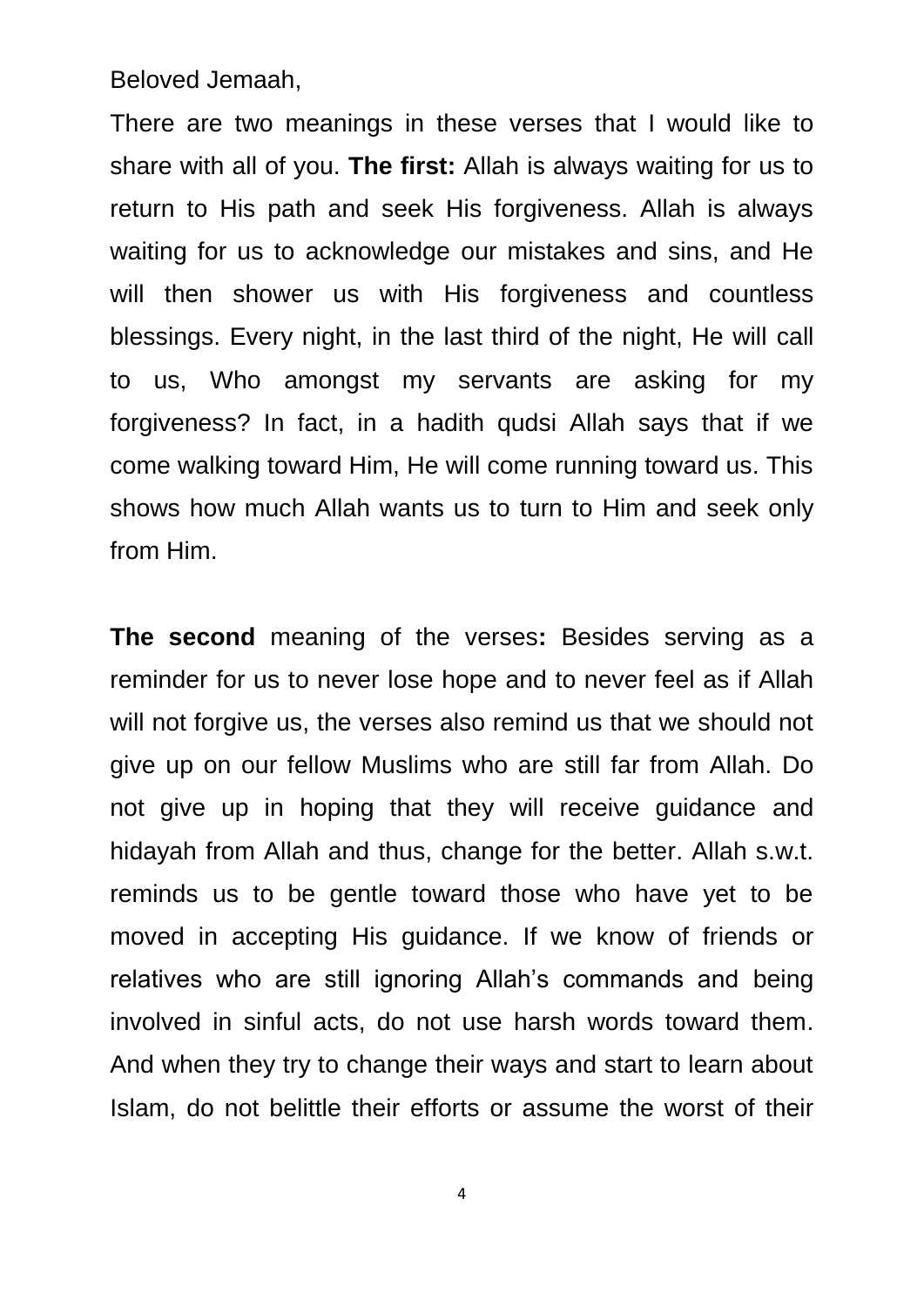Beloved Jemaah,

There are two meanings in these verses that I would like to share with all of you. **The first:** Allah is always waiting for us to return to His path and seek His forgiveness. Allah is always waiting for us to acknowledge our mistakes and sins, and He will then shower us with His forgiveness and countless blessings. Every night, in the last third of the night, He will call to us, Who amongst my servants are asking for my forgiveness? In fact, in a hadith qudsi Allah says that if we come walking toward Him, He will come running toward us. This shows how much Allah wants us to turn to Him and seek only from Him.

**The second** meaning of the verses**:** Besides serving as a reminder for us to never lose hope and to never feel as if Allah will not forgive us, the verses also remind us that we should not give up on our fellow Muslims who are still far from Allah. Do not give up in hoping that they will receive guidance and hidayah from Allah and thus, change for the better. Allah s.w.t. reminds us to be gentle toward those who have yet to be moved in accepting His guidance. If we know of friends or relatives who are still ignoring Allah's commands and being involved in sinful acts, do not use harsh words toward them. And when they try to change their ways and start to learn about Islam, do not belittle their efforts or assume the worst of their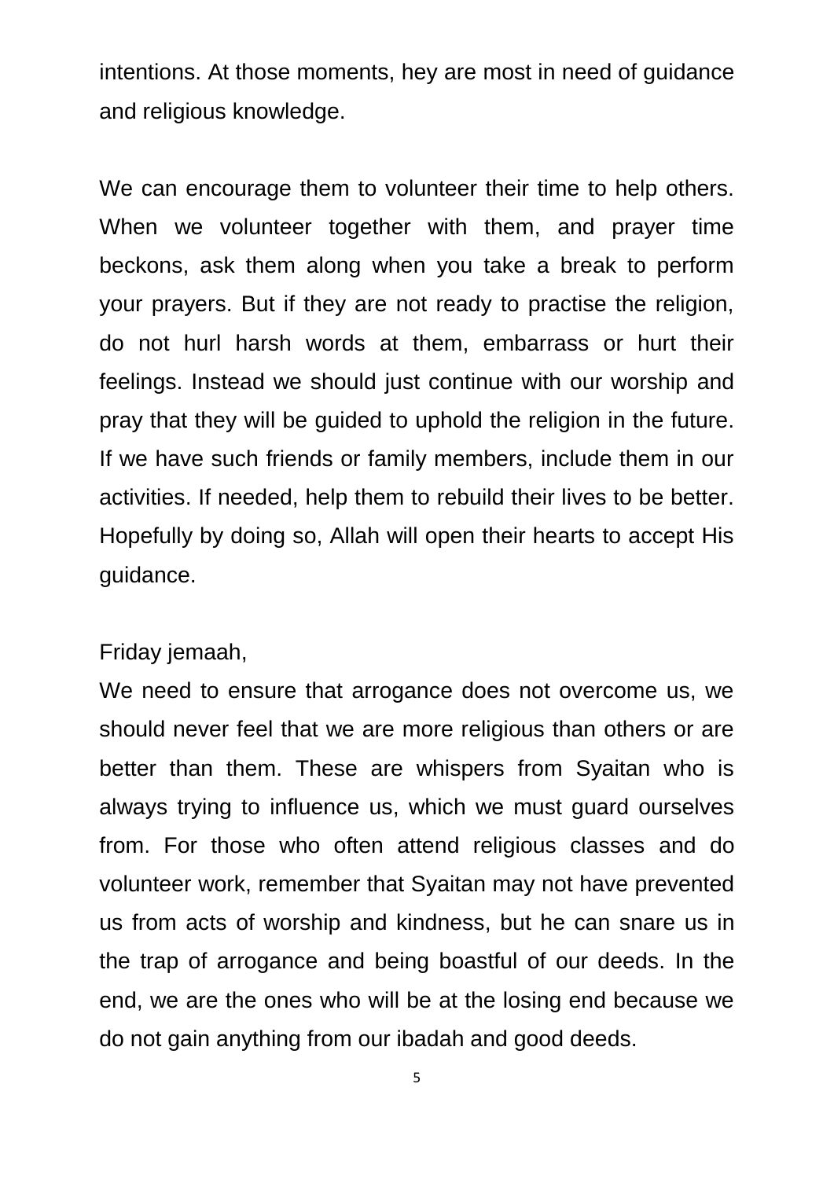intentions. At those moments, hey are most in need of guidance and religious knowledge.

We can encourage them to volunteer their time to help others. When we volunteer together with them, and prayer time beckons, ask them along when you take a break to perform your prayers. But if they are not ready to practise the religion, do not hurl harsh words at them, embarrass or hurt their feelings. Instead we should just continue with our worship and pray that they will be guided to uphold the religion in the future. If we have such friends or family members, include them in our activities. If needed, help them to rebuild their lives to be better. Hopefully by doing so, Allah will open their hearts to accept His guidance.

Friday jemaah,

We need to ensure that arrogance does not overcome us, we should never feel that we are more religious than others or are better than them. These are whispers from Syaitan who is always trying to influence us, which we must guard ourselves from. For those who often attend religious classes and do volunteer work, remember that Syaitan may not have prevented us from acts of worship and kindness, but he can snare us in the trap of arrogance and being boastful of our deeds. In the end, we are the ones who will be at the losing end because we do not gain anything from our ibadah and good deeds.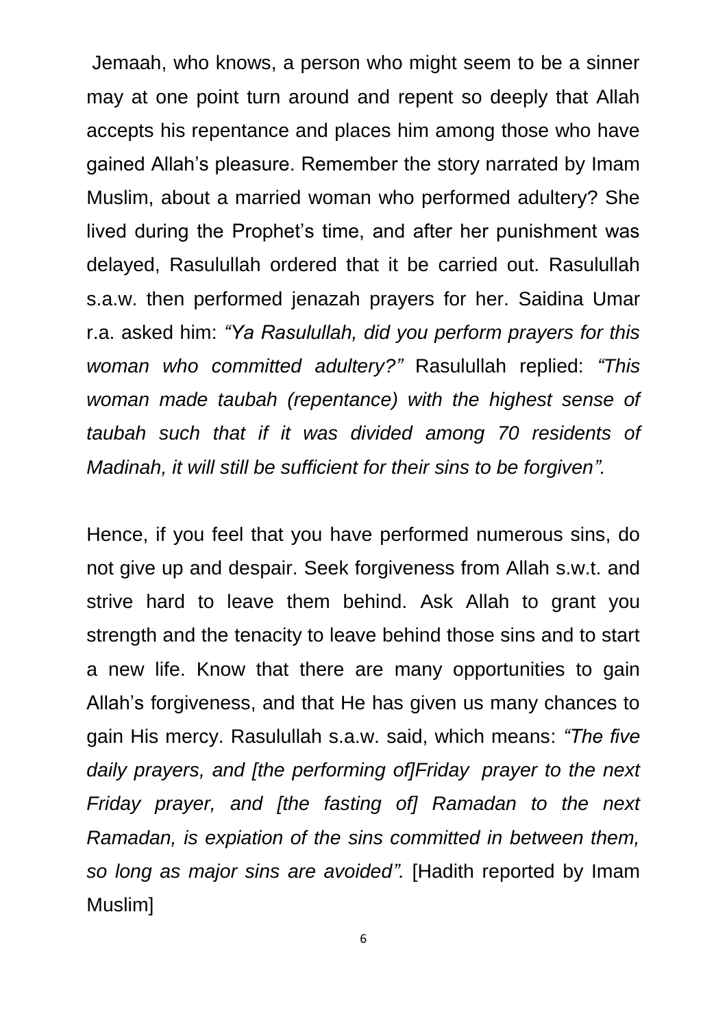Jemaah, who knows, a person who might seem to be a sinner may at one point turn around and repent so deeply that Allah accepts his repentance and places him among those who have gained Allah's pleasure. Remember the story narrated by Imam Muslim, about a married woman who performed adultery? She lived during the Prophet's time, and after her punishment was delayed, Rasulullah ordered that it be carried out. Rasulullah s.a.w. then performed jenazah prayers for her. Saidina Umar r.a. asked him: *"Ya Rasulullah, did you perform prayers for this woman who committed adultery?"* Rasulullah replied: *"This woman made taubah (repentance) with the highest sense of taubah such that if it was divided among 70 residents of Madinah, it will still be sufficient for their sins to be forgiven".*

Hence, if you feel that you have performed numerous sins, do not give up and despair. Seek forgiveness from Allah s.w.t. and strive hard to leave them behind. Ask Allah to grant you strength and the tenacity to leave behind those sins and to start a new life. Know that there are many opportunities to gain Allah's forgiveness, and that He has given us many chances to gain His mercy. Rasulullah s.a.w. said, which means: *"The five daily prayers, and [the performing of]Friday prayer to the next Friday prayer, and [the fasting of] Ramadan to the next Ramadan, is expiation of the sins committed in between them, so long as major sins are avoided".* [Hadith reported by Imam Muslim]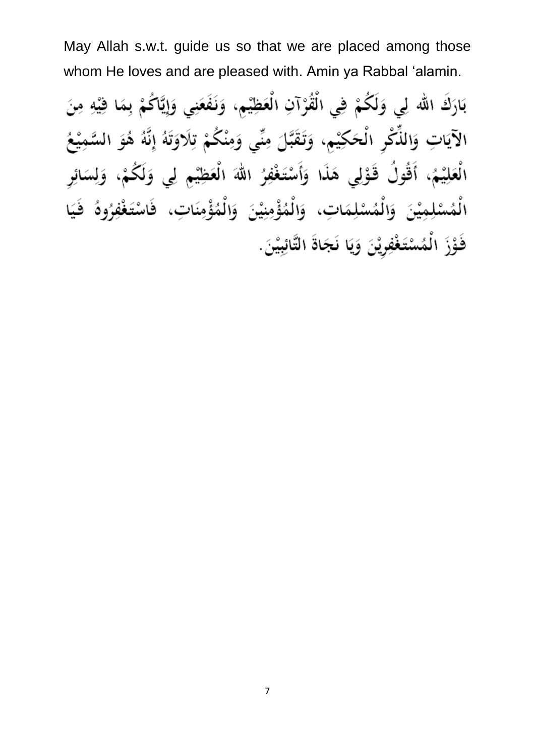May Allah s.w.t. guide us so that we are placed among those whom He loves and are pleased with. Amin ya Rabbal ‘alamin.

بَارَكَ اللهُ لِي وَلَكُمْ فِي الْقُرْآنِ الْعَظِيْمِ، وَنَفَعَنِي وَإِيَّاكُمْ بِمَا فِيْهِ مِنَ الآيَاتِ وَالذِّكْرِ الْحَكِيْمِ، وَتَقَبَّلَ مِنِّي وَمِنْكُمْ تِلَاوَتَهُ إِنَّهُ هُوَ السَّمِيْعُ الْعَلِيْمُ، أَقُولُ قَوْلِي هَذَا وَأَسْتَغْفِرُ اللهَ الْعَظِيْمَ لِي وَلَكُمْ، وَلِسَائِرِ الْمُسْلِمِيْنَ وَالْمُسْلِمَاتِ، وَالْمُؤْمِنِيْنَ وَالْمُؤْمِنَاتِ، فَاسْتَغْفِرُوهُ فَيَا فَوْزَ الْمُسْتَغْفِرِيْنَ وَيَا نَجَاةَ التَّائِبِيْنَ.